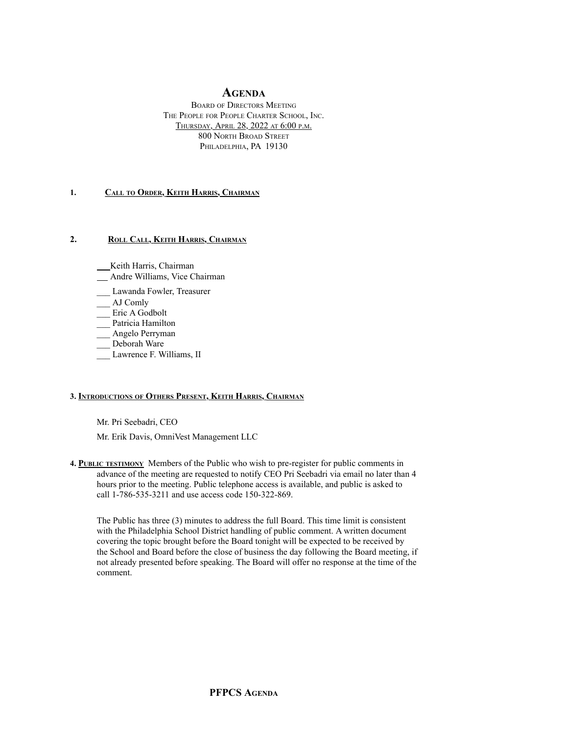# AGENDA

BOARD OF DIRECTORS MEETING
THE PEOPLE FOR PEOPLE CHARTER SCHOOL, INC.
THURSDAY, APRIL 28, 2022 AT 6:00 P.M.
800 NORTH BROAD STREET
PHILADELPHIA, PA 19130

**1. CALL TO ORDER, KEITH HARRIS, CHAIRMAN**

**2. ROLL CALL, KEITH HARRIS, CHAIRMAN**

___ Keith Harris, Chairman
___ Andre Williams, Vice Chairman
___ Lawanda Fowler, Treasurer
___ AJ Comly
___ Eric A Godbolt
___ Patricia Hamilton
___ Angelo Perryman
___ Deborah Ware
___ Lawrence F. Williams, II

**3. INTRODUCTIONS OF OTHERS PRESENT, KEITH HARRIS, CHAIRMAN**

Mr. Pri Seebadri, CEO

Mr. Erik Davis, OmniVest Management LLC

**4. PUBLIC TESTIMONY** Members of the Public who wish to pre-register for public comments in advance of the meeting are requested to notify CEO Pri Seebadri via email no later than 4 hours prior to the meeting. Public telephone access is available, and public is asked to call 1-786-535-3211 and use access code 150-322-869.

The Public has three (3) minutes to address the full Board. This time limit is consistent with the Philadelphia School District handling of public comment. A written document covering the topic brought before the Board tonight will be expected to be received by the School and Board before the close of business the day following the Board meeting, if not already presented before speaking. The Board will offer no response at the time of the comment.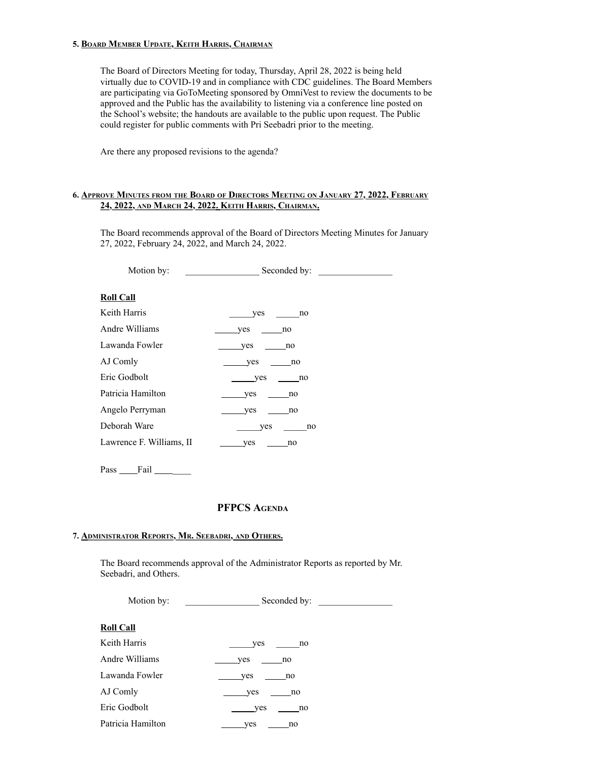### 5. Board Member Update, Keith Harris, Chairman

The Board of Directors Meeting for today, Thursday, April 28, 2022 is being held virtually due to COVID-19 and in compliance with CDC guidelines. The Board Members are participating via GoToMeeting sponsored by OmniVest to review the documents to be approved and the Public has the availability to listening via a conference line posted on the School's website; the handouts are available to the public upon request. The Public could register for public comments with Pri Seebadri prior to the meeting.

Are there any proposed revisions to the agenda?

### 6. Approve Minutes from the Board of Directors Meeting on January 27, 2022, February 24, 2022, and March 24, 2022. Keith Harris, Chairman.

The Board recommends approval of the Board of Directors Meeting Minutes for January 27, 2022, February 24, 2022, and March 24, 2022.

Motion by: ________________ Seconded by: ________________

**Roll Call**

| | |
|---|---|
| Keith Harris | _____yes _____no |
| Andre Williams | _____yes _____no |
| Lawanda Fowler | _____yes _____no |
| AJ Comly | _____yes _____no |
| Eric Godbolt | _____yes _____no |
| Patricia Hamilton | _____yes _____no |
| Angelo Perryman | _____yes _____no |
| Deborah Ware | _____yes _____no |
| Lawrence F. Williams, II | _____yes _____no |

Pass ____Fail ________

## PFPCS Agenda

### 7. Administrator Reports, Mr. Seebadri, and Others.

The Board recommends approval of the Administrator Reports as reported by Mr. Seebadri, and Others.

Motion by: ________________ Seconded by: ________________

**Roll Call**

| | |
|---|---|
| Keith Harris | _____yes _____no |
| Andre Williams | _____yes _____no |
| Lawanda Fowler | _____yes _____no |
| AJ Comly | _____yes _____no |
| Eric Godbolt | _____yes _____no |
| Patricia Hamilton | _____yes _____no |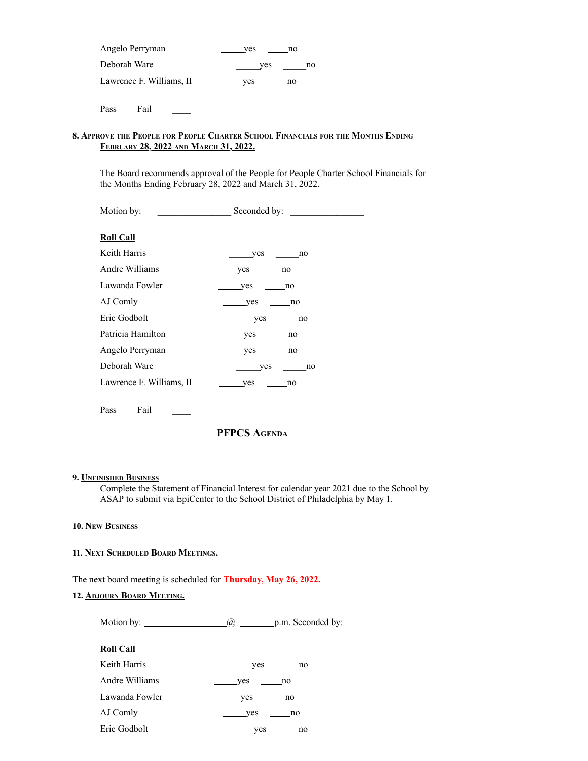Angelo Perryman _____yes _____no

Deborah Ware _____yes _____no

Lawrence F. Williams, II _____yes _____no

Pass ____Fail ________

**8. Approve the People for People Charter School Financials for the Months Ending February 28, 2022 and March 31, 2022.**

The Board recommends approval of the People for People Charter School Financials for the Months Ending February 28, 2022 and March 31, 2022.

Motion by: ________________ Seconded by: ________________

**Roll Call**

Keith Harris _____yes _____no

Andre Williams _____yes _____no

Lawanda Fowler _____yes _____no

AJ Comly _____yes _____no

Eric Godbolt _____yes _____no

Patricia Hamilton _____yes _____no

Angelo Perryman _____yes _____no

Deborah Ware _____yes _____no

Lawrence F. Williams, II _____yes _____no

Pass ____Fail ________

## PFPCS Agenda

**9. Unfinished Business**

Complete the Statement of Financial Interest for calendar year 2021 due to the School by ASAP to submit via EpiCenter to the School District of Philadelphia by May 1.

**10. New Business**

**11. Next Scheduled Board Meetings.**

The next board meeting is scheduled for **Thursday, May 26, 2022.**

**12. Adjourn Board Meeting.**

Motion by: __________________@________p.m. Seconded by: ________________

**Roll Call**

Keith Harris _____yes _____no

Andre Williams _____yes _____no

Lawanda Fowler _____yes _____no

AJ Comly _____yes _____no

Eric Godbolt _____yes _____no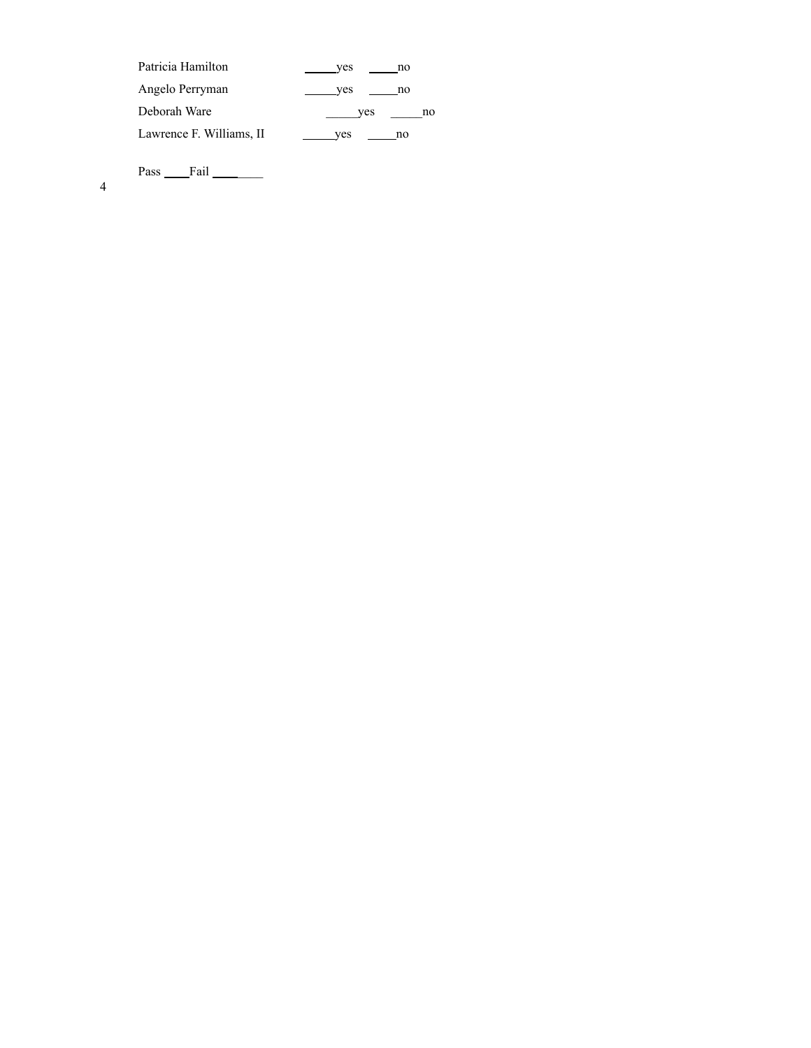Patricia Hamilton ______yes ______no

Angelo Perryman ______yes ______no

Deborah Ware ______yes ______no

Lawrence F. Williams, II ______yes ______no

Pass ____Fail ________